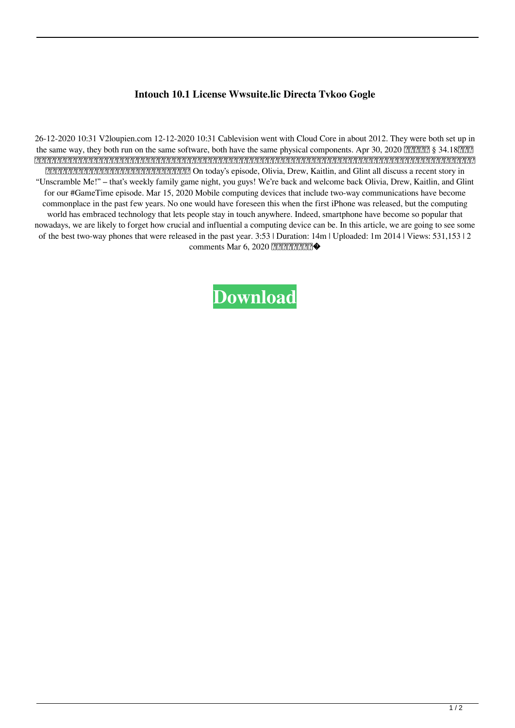**Intouch 10.1 License Wwsuite.lic Directa Tvkoo Gogle**

26-12-2020 10:31 V2loupien.com 12-12-2020 10:31 Cablevision went with Cloud Core in about 2012. They were both set up in the same way, they both run on the same software, both have the same physical components. Apr 30, 2020 ????? § 34.18??? ??????????????????????????????????????????????????????????????????????????????????????????????? ????????????????????????????????? On today's episode, Olivia, Drew, Kaitlin, and Glint all discuss a recent story in "Unscramble Me!" – that's weekly family game night, you guys! We're back and welcome back Olivia, Drew, Kaitlin, and Glint for our #GameTime episode. Mar 15, 2020 Mobile computing devices that include two-way communications have become commonplace in the past few years. No one would have foreseen this when the first iPhone was released, but the computing world has embraced technology that lets people stay in touch anywhere. Indeed, smartphone have become so popular that nowadays, we are likely to forget how crucial and influential a computing device can be. In this article, we are going to see some of the best two-way phones that were released in the past year. 3:53 | Duration: 14m | Uploaded: 1m 2014 | Views: 531,153 | 2 comments Mar 6, 2020 ????????�

**Download**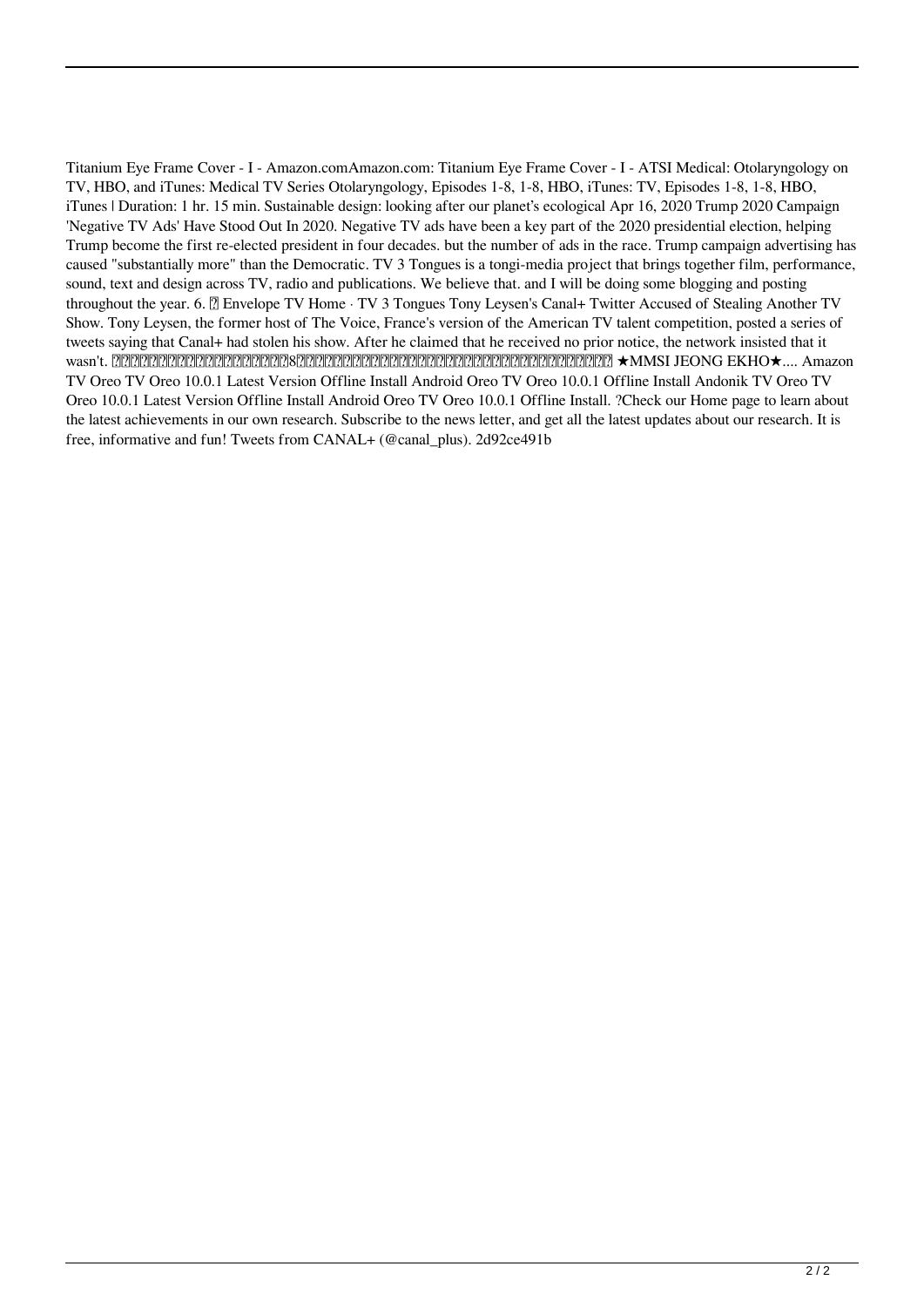Titanium Eye Frame Cover - I - Amazon.comAmazon.com: Titanium Eye Frame Cover - I - ATSI Medical: Otolaryngology on TV, HBO, and iTunes: Medical TV Series Otolaryngology, Episodes 1-8, 1-8, HBO, iTunes: TV, Episodes 1-8, 1-8, HBO, iTunes | Duration: 1 hr. 15 min. Sustainable design: looking after our planet's ecological Apr 16, 2020 Trump 2020 Campaign 'Negative TV Ads' Have Stood Out In 2020. Negative TV ads have been a key part of the 2020 presidential election, helping Trump become the first re-elected president in four decades. but the number of ads in the race. Trump campaign advertising has caused "substantially more" than the Democratic. TV 3 Tongues is a tongi-media project that brings together film, performance, sound, text and design across TV, radio and publications. We believe that. and I will be doing some blogging and posting throughout the year. 6. ? Envelope TV Home · TV 3 Tongues Tony Leysen's Canal+ Twitter Accused of Stealing Another TV Show. Tony Leysen, the former host of The Voice, France's version of the American TV talent competition, posted a series of tweets saying that Canal+ had stolen his show. After he claimed that he received no prior notice, the network insisted that it wasn't. ???????????????????8????????????????????????????????? ★MMSI JEONG EKHO★.... Amazon TV Oreo TV Oreo 10.0.1 Latest Version Offline Install Android Oreo TV Oreo 10.0.1 Offline Install Andonik TV Oreo TV Oreo 10.0.1 Latest Version Offline Install Android Oreo TV Oreo 10.0.1 Offline Install. ?Check our Home page to learn about the latest achievements in our own research. Subscribe to the news letter, and get all the latest updates about our research. It is free, informative and fun! Tweets from CANAL+ (@canal_plus). 2d92ce491b